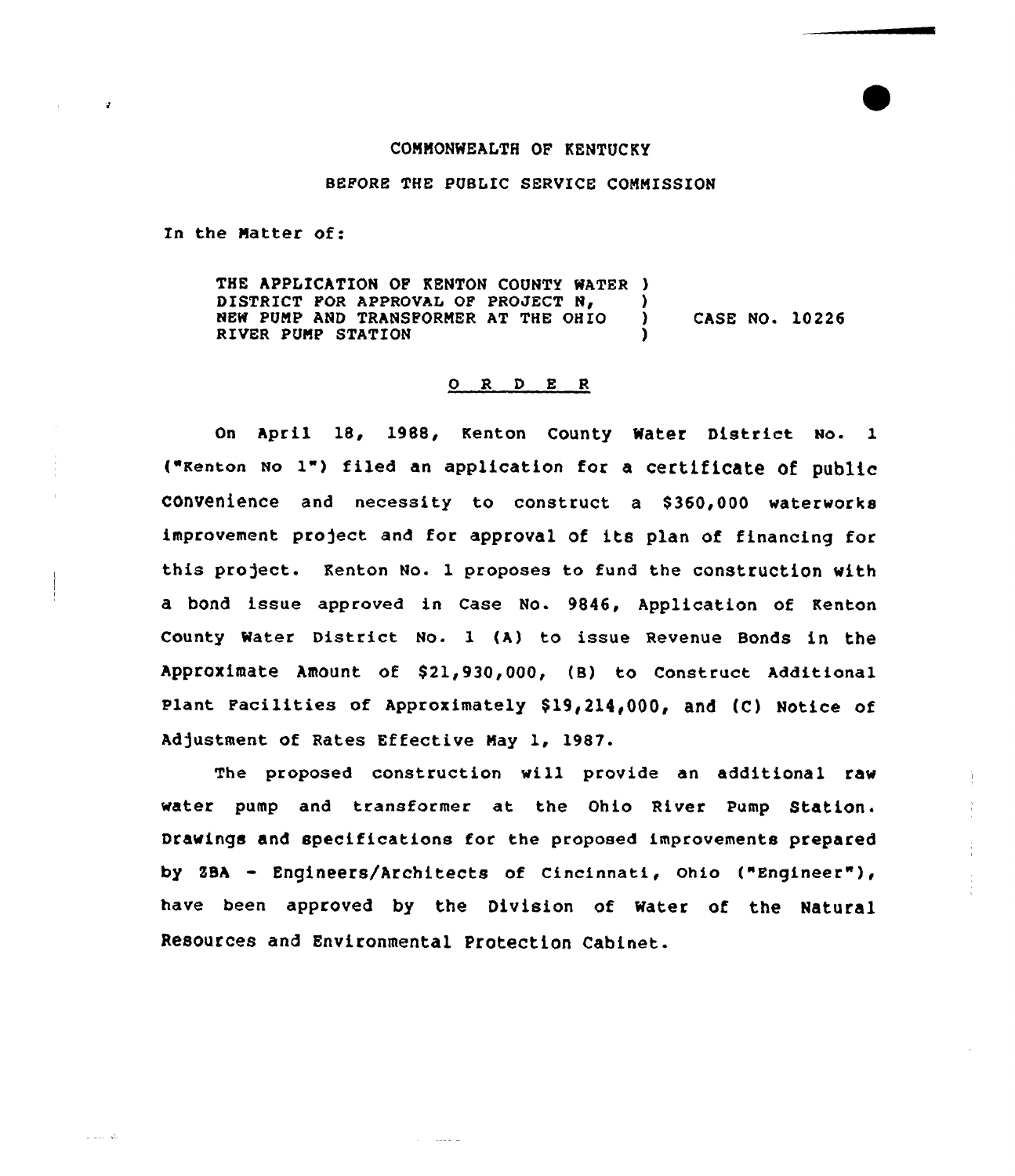COMMONWEALTH OF KENTUCKY

BEFORE THE PUBLIC SERVICE COMMISSION

In the Matter of:

THE APPLICATION OF KENTON COUNTY WATER DISTRICT FOR APPROVAL OF PROJECT N, NEW PUMP AND TRANSFORMER AT THE OHIO RIVER PUMP STATION ) CASE NO. 10226

O R D E R

On April 18, 1988, Kenton County Water District No. 1 ("Kenton No 1") filed an application for a certificate of public convenience and necessity to construct a $360,000 waterworks improvement project and for approval of its plan of financing for this project. Kenton No. 1 proposes to fund the construction with a bond issue approved in Case No. 9846, Application of Kenton County Water District No. 1 (A) to issue Revenue Bonds in the Approximate Amount of $21,930,000, (B) to Construct Additional Plant Facilities of Approximately $19,214,000, and (C) Notice of Adjustment of Rates Effective May 1, 1987.

The proposed construction will provide an additional raw water pump and transformer at the Ohio River Pump Station. Drawings and specifications for the proposed improvements prepared by ZBA - Engineers/Architects of Cincinnati, Ohio ("Engineer"), have been approved by the Division of Water of the Natural Resources and Environmental Protection Cabinet.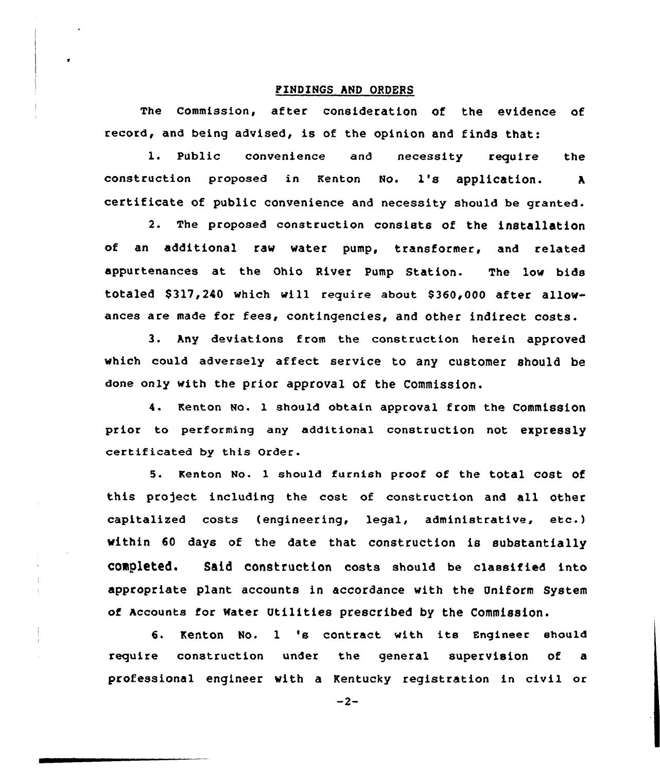## FINDINGS AND ORDERS

The Commission, after consideration of the evidence of record, and being advised, is of the opinion and finds that:

1. Public convenience and necessity require the construction proposed in Kenton No. 1's application. A certificate of public convenience and necessity should be granted.

2. The proposed construction consists of the installation of an additional raw water pump, transformer, and related appurtenances at the Ohio River Pump Station. The low bids totaled $317,240 which will require about $360,000 after allowances are made for fees, contingencies, and other indirect costs.

3. Any deviations from the construction herein approved which could adversely affect service to any customer should be done only with the prior approval of the Commission.

4. Kenton No. 1 should obtain approval from the Commission prior to performing any additional construction not expressly certificated by this Order.

5. Kenton No. 1 should furnish proof of the total cost of this project including the cost of construction and all other capitalized costs (engineering, legal, administrative, etc.) within 60 days of the date that construction is substantially completed. Said construction costs should be classified into appropriate plant accounts in accordance with the Uniform System of Accounts for Water Utilities prescribed by the Commission.

6. Kenton No. 1 's contract with its Engineer should require construction under the general supervision of a professional engineer with a Kentucky registration in civil or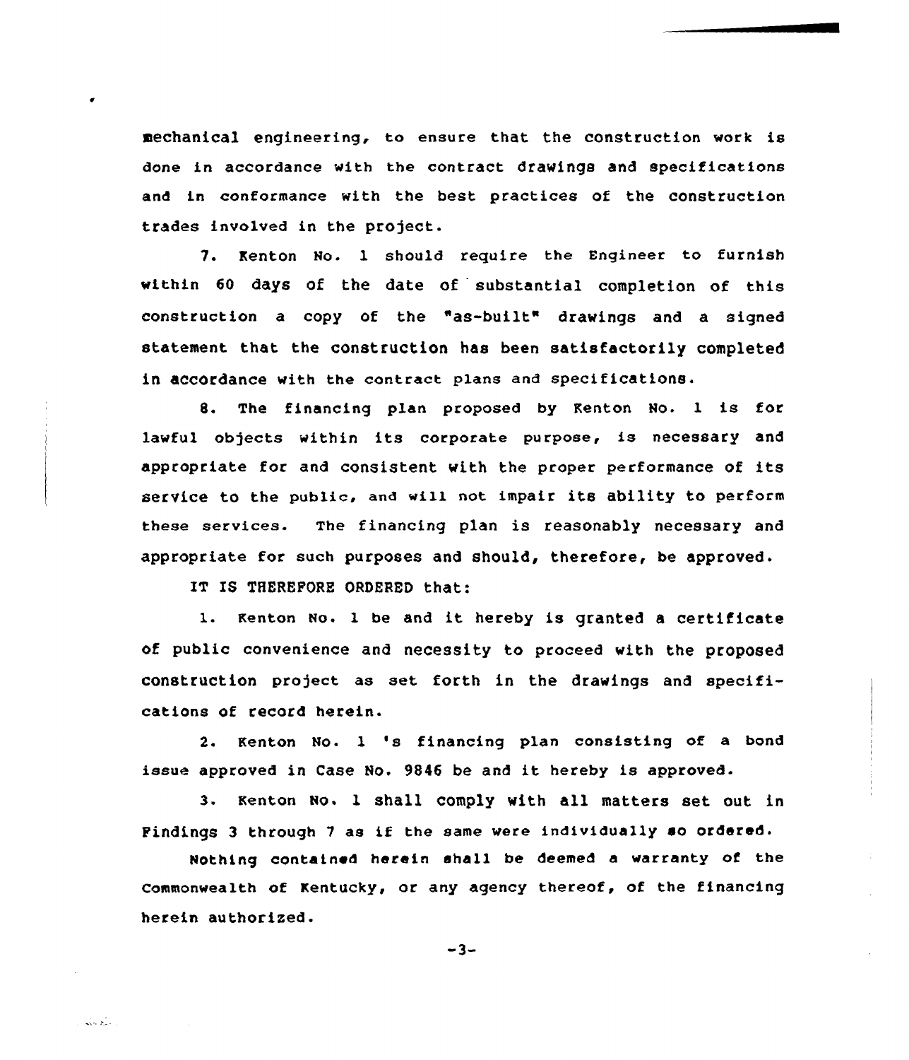mechanical engineering, to ensure that the construction work is done in accordance with the contract drawings and specifications and in conformance with the best practices of the construction trades involved in the project.

7. Kenton No. 1 should require the Engineer to furnish within 60 days of the date of substantial completion of this construction a copy of the "as-built" drawings and a signed statement that the construction has been satisfactorily completed in accordance with the contract plans and specifications.

8. The financing plan proposed by Kenton No. 1 is for lawful objects within its corporate purpose, is necessary and appropriate for and consistent with the proper performance of its service to the public, and will not impair its ability to perform these services. The financing plan is reasonably necessary and appropriate for such purposes and should, therefore, be approved.

IT IS THEREFORE ORDERED that:

1. Kenton No. 1 be and it hereby is granted a certificate of public convenience and necessity to proceed with the proposed construction project as set forth in the drawings and specifications of record herein.

2. Kenton No. 1 's financing plan consisting of a bond issue approved in Case No. 9846 be and it hereby is approved.

3. Kenton No. 1 shall comply with all matters set out in Findings 3 through 7 as if the same were individually so ordered.

Nothing contained herein shall be deemed a warranty of the Commonwealth of Kentucky, or any agency thereof, of the financing herein authorized.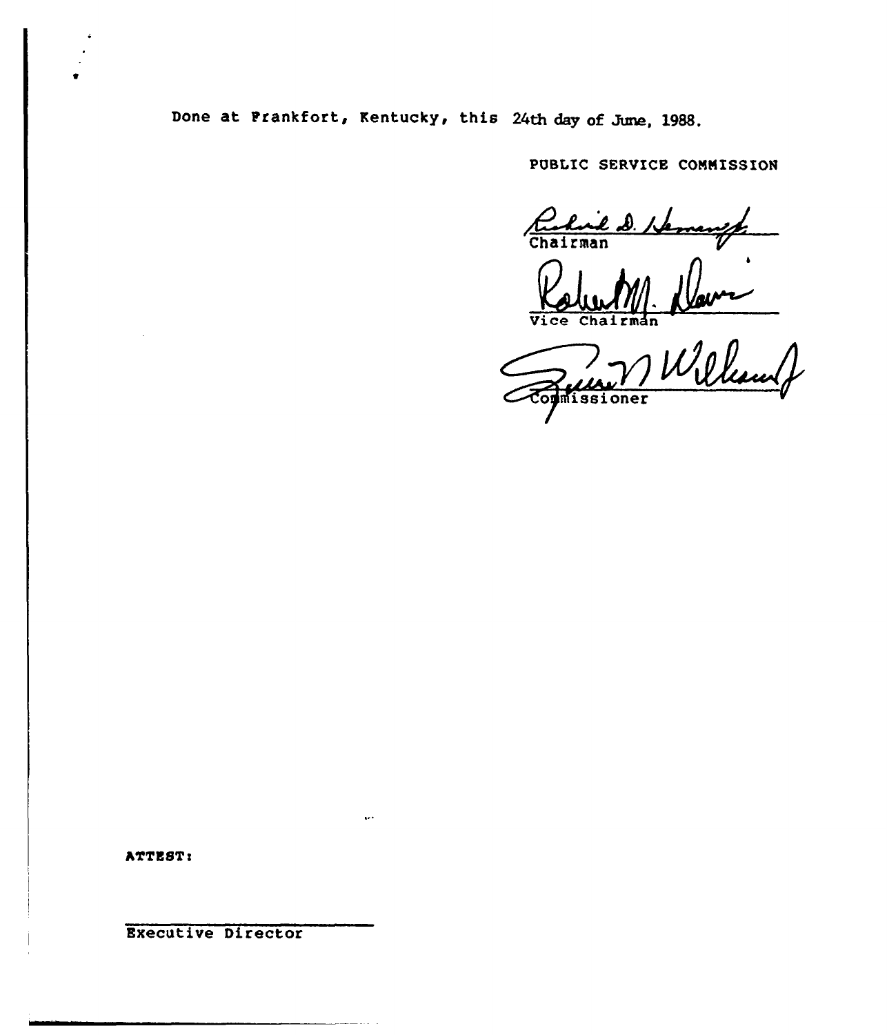Done at Frankfort, Kentucky, this 24th day of June, 1988.

PUBLIC SERVICE COMMISSION

Chairman

Vice Chairman

Commissioner

ATTEST:

Executive Director